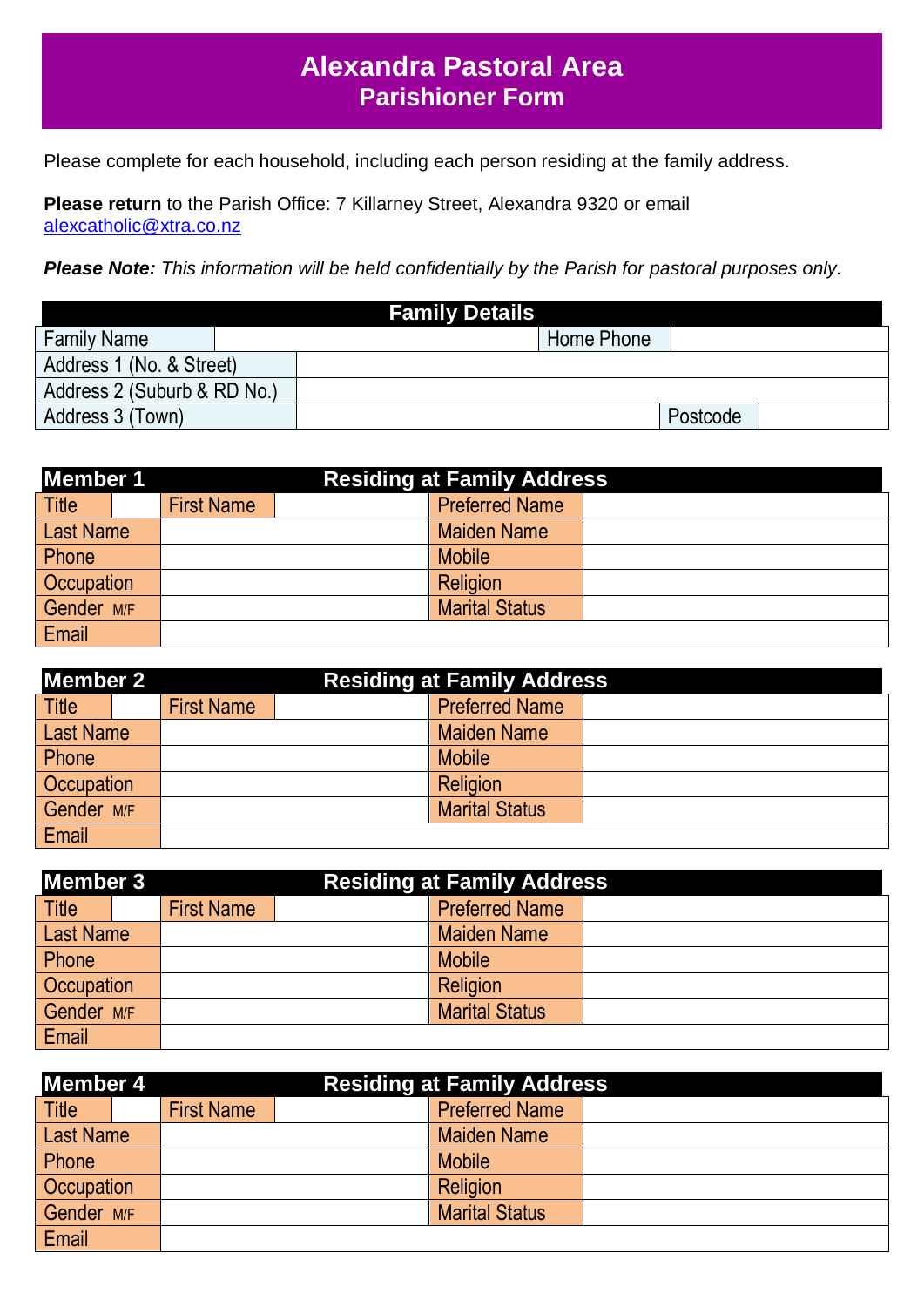# Alexandra Pastoral Area
## Parishioner Form

Please complete for each household, including each person residing at the family address.

**Please return** to the Parish Office: 7 Killarney Street, Alexandra 9320 or email alexcatholic@xtra.co.nz

***Please Note:*** *This information will be held confidentially by the Parish for pastoral purposes only.*

| Family Details | | | |
|---|---|---|---|
| Family Name | | Home Phone | |
| Address 1 (No. & Street) | | | |
| Address 2 (Suburb & RD No.) | | | |
| Address 3 (Town) | | Postcode | |

| Member 1 | Residing at Family Address | | | | |
|---|---|---|---|---|---|
| Title | | First Name | | Preferred Name | |
| Last Name | | | | Maiden Name | |
| Phone | | | | Mobile | |
| Occupation | | | | Religion | |
| Gender M/F | | | | Marital Status | |
| Email | | | | | |

| Member 2 | Residing at Family Address | | | | |
|---|---|---|---|---|---|
| Title | | First Name | | Preferred Name | |
| Last Name | | | | Maiden Name | |
| Phone | | | | Mobile | |
| Occupation | | | | Religion | |
| Gender M/F | | | | Marital Status | |
| Email | | | | | |

| Member 3 | Residing at Family Address | | | | |
|---|---|---|---|---|---|
| Title | | First Name | | Preferred Name | |
| Last Name | | | | Maiden Name | |
| Phone | | | | Mobile | |
| Occupation | | | | Religion | |
| Gender M/F | | | | Marital Status | |
| Email | | | | | |

| Member 4 | Residing at Family Address | | | | |
|---|---|---|---|---|---|
| Title | | First Name | | Preferred Name | |
| Last Name | | | | Maiden Name | |
| Phone | | | | Mobile | |
| Occupation | | | | Religion | |
| Gender M/F | | | | Marital Status | |
| Email | | | | | |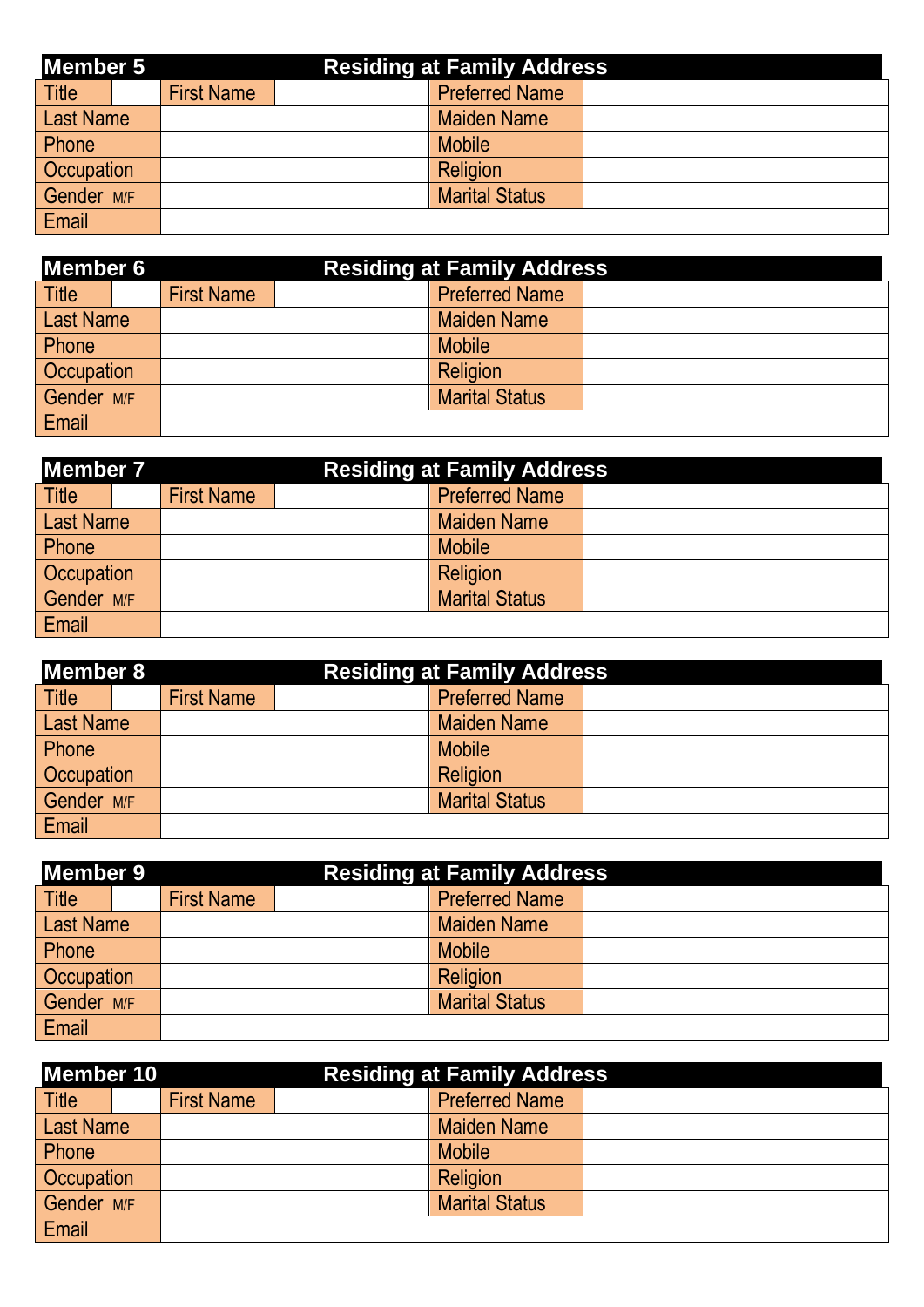| Member 5 | | | Residing at Family Address | |
|---|---|---|---|---|
| Title | | First Name | | Preferred Name | |
| Last Name | | | Maiden Name | |
| Phone | | | Mobile | |
| Occupation | | | Religion | |
| Gender M/F | | | Marital Status | |
| Email | | | | |

| Member 6 | | | Residing at Family Address | |
|---|---|---|---|---|
| Title | | First Name | | Preferred Name | |
| Last Name | | | Maiden Name | |
| Phone | | | Mobile | |
| Occupation | | | Religion | |
| Gender M/F | | | Marital Status | |
| Email | | | | |

| Member 7 | | | Residing at Family Address | |
|---|---|---|---|---|
| Title | | First Name | | Preferred Name | |
| Last Name | | | Maiden Name | |
| Phone | | | Mobile | |
| Occupation | | | Religion | |
| Gender M/F | | | Marital Status | |
| Email | | | | |

| Member 8 | | | Residing at Family Address | |
|---|---|---|---|---|
| Title | | First Name | | Preferred Name | |
| Last Name | | | Maiden Name | |
| Phone | | | Mobile | |
| Occupation | | | Religion | |
| Gender M/F | | | Marital Status | |
| Email | | | | |

| Member 9 | | | Residing at Family Address | |
|---|---|---|---|---|
| Title | | First Name | | Preferred Name | |
| Last Name | | | Maiden Name | |
| Phone | | | Mobile | |
| Occupation | | | Religion | |
| Gender M/F | | | Marital Status | |
| Email | | | | |

| Member 10 | | | Residing at Family Address | |
|---|---|---|---|---|
| Title | | First Name | | Preferred Name | |
| Last Name | | | Maiden Name | |
| Phone | | | Mobile | |
| Occupation | | | Religion | |
| Gender M/F | | | Marital Status | |
| Email | | | | |